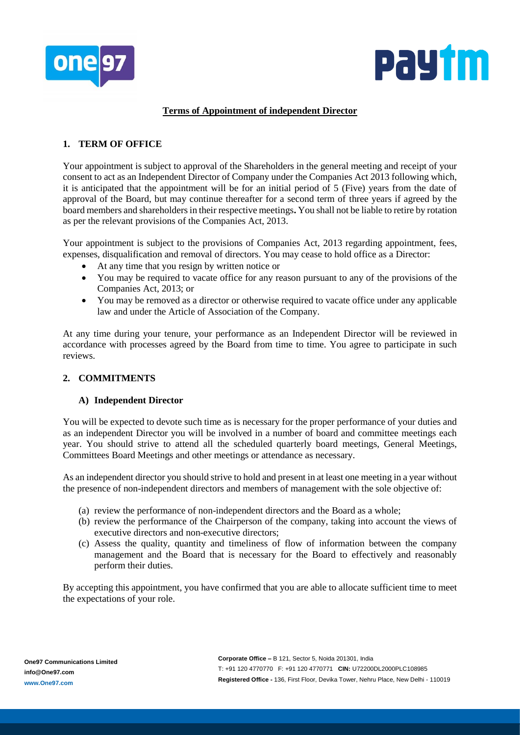## Terms of Appointment of independent Director

### 1. TERM OF OFFICE

Your appointment is subject to approval of the Shareholders in the general meeting and receipt of your consent to act as an Independent Director of Company under the Companies Act 2013 following which, it is anticipated that the appointment will be for an initial period of 5 (Five) years from the date of approval of the Board, but may continue thereafter for a second term of three years if agreed by the board members and shareholders in their respective meetings**.** You shall not be liable to retire by rotation as per the relevant provisions of the Companies Act, 2013.

Your appointment is subject to the provisions of Companies Act, 2013 regarding appointment, fees, expenses, disqualification and removal of directors. You may cease to hold office as a Director:

- At any time that you resign by written notice or
- You may be required to vacate office for any reason pursuant to any of the provisions of the Companies Act, 2013; or
- You may be removed as a director or otherwise required to vacate office under any applicable law and under the Article of Association of the Company.

At any time during your tenure, your performance as an Independent Director will be reviewed in accordance with processes agreed by the Board from time to time. You agree to participate in such reviews.

### 2. COMMITMENTS

#### A) Independent Director

You will be expected to devote such time as is necessary for the proper performance of your duties and as an independent Director you will be involved in a number of board and committee meetings each year. You should strive to attend all the scheduled quarterly board meetings, General Meetings, Committees Board Meetings and other meetings or attendance as necessary.

As an independent director you should strive to hold and present in at least one meeting in a year without the presence of non-independent directors and members of management with the sole objective of:

(a) review the performance of non-independent directors and the Board as a whole;
(b) review the performance of the Chairperson of the company, taking into account the views of executive directors and non-executive directors;
(c) Assess the quality, quantity and timeliness of flow of information between the company management and the Board that is necessary for the Board to effectively and reasonably perform their duties.

By accepting this appointment, you have confirmed that you are able to allocate sufficient time to meet the expectations of your role.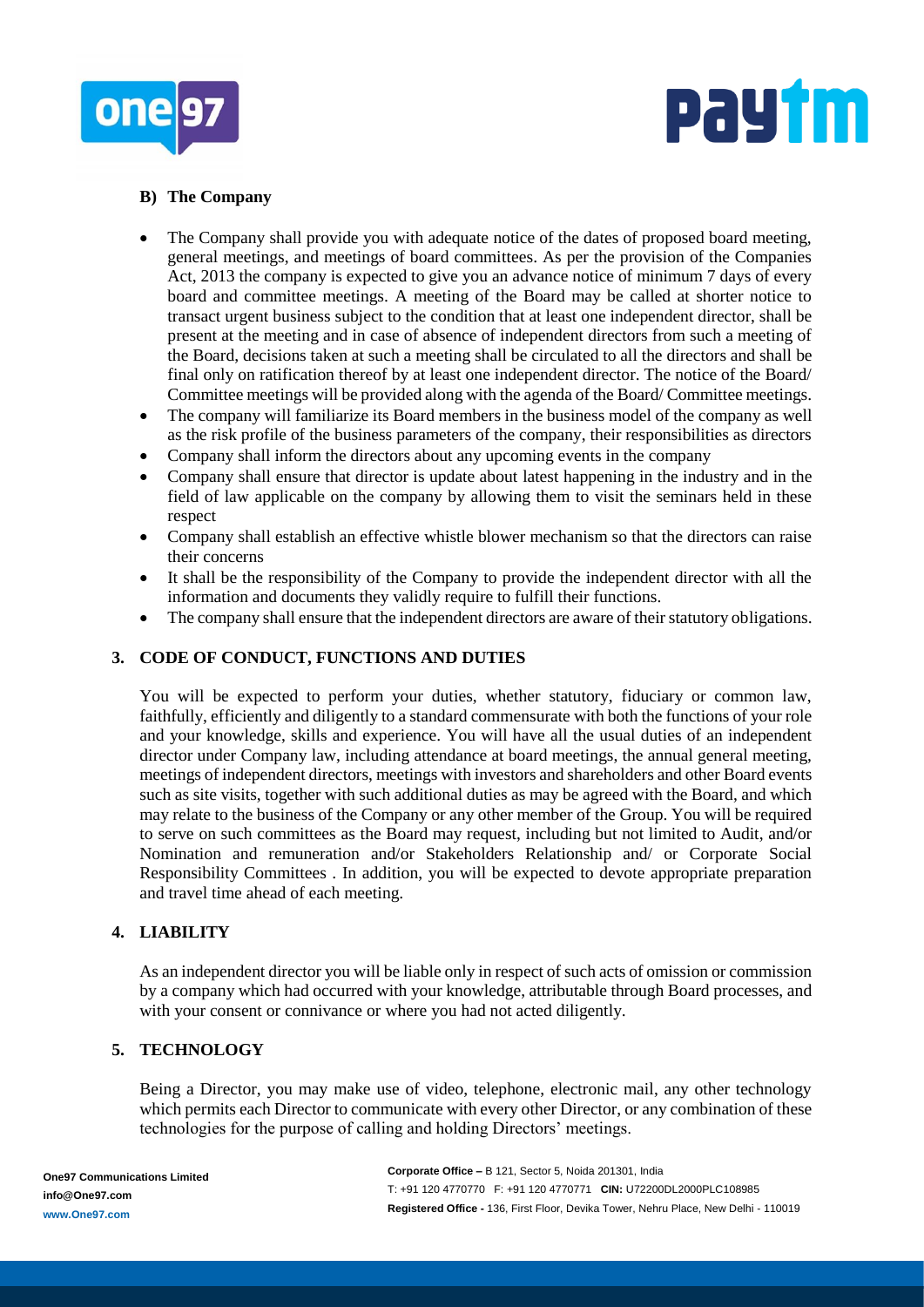**B) The Company**

- The Company shall provide you with adequate notice of the dates of proposed board meeting, general meetings, and meetings of board committees. As per the provision of the Companies Act, 2013 the company is expected to give you an advance notice of minimum 7 days of every board and committee meetings. A meeting of the Board may be called at shorter notice to transact urgent business subject to the condition that at least one independent director, shall be present at the meeting and in case of absence of independent directors from such a meeting of the Board, decisions taken at such a meeting shall be circulated to all the directors and shall be final only on ratification thereof by at least one independent director. The notice of the Board/ Committee meetings will be provided along with the agenda of the Board/ Committee meetings.
- The company will familiarize its Board members in the business model of the company as well as the risk profile of the business parameters of the company, their responsibilities as directors
- Company shall inform the directors about any upcoming events in the company
- Company shall ensure that director is update about latest happening in the industry and in the field of law applicable on the company by allowing them to visit the seminars held in these respect
- Company shall establish an effective whistle blower mechanism so that the directors can raise their concerns
- It shall be the responsibility of the Company to provide the independent director with all the information and documents they validly require to fulfill their functions.
- The company shall ensure that the independent directors are aware of their statutory obligations.

## 3. CODE OF CONDUCT, FUNCTIONS AND DUTIES

You will be expected to perform your duties, whether statutory, fiduciary or common law, faithfully, efficiently and diligently to a standard commensurate with both the functions of your role and your knowledge, skills and experience. You will have all the usual duties of an independent director under Company law, including attendance at board meetings, the annual general meeting, meetings of independent directors, meetings with investors and shareholders and other Board events such as site visits, together with such additional duties as may be agreed with the Board, and which may relate to the business of the Company or any other member of the Group. You will be required to serve on such committees as the Board may request, including but not limited to Audit, and/or Nomination and remuneration and/or Stakeholders Relationship and/ or Corporate Social Responsibility Committees . In addition, you will be expected to devote appropriate preparation and travel time ahead of each meeting.

## 4. LIABILITY

As an independent director you will be liable only in respect of such acts of omission or commission by a company which had occurred with your knowledge, attributable through Board processes, and with your consent or connivance or where you had not acted diligently.

## 5. TECHNOLOGY

Being a Director, you may make use of video, telephone, electronic mail, any other technology which permits each Director to communicate with every other Director, or any combination of these technologies for the purpose of calling and holding Directors' meetings.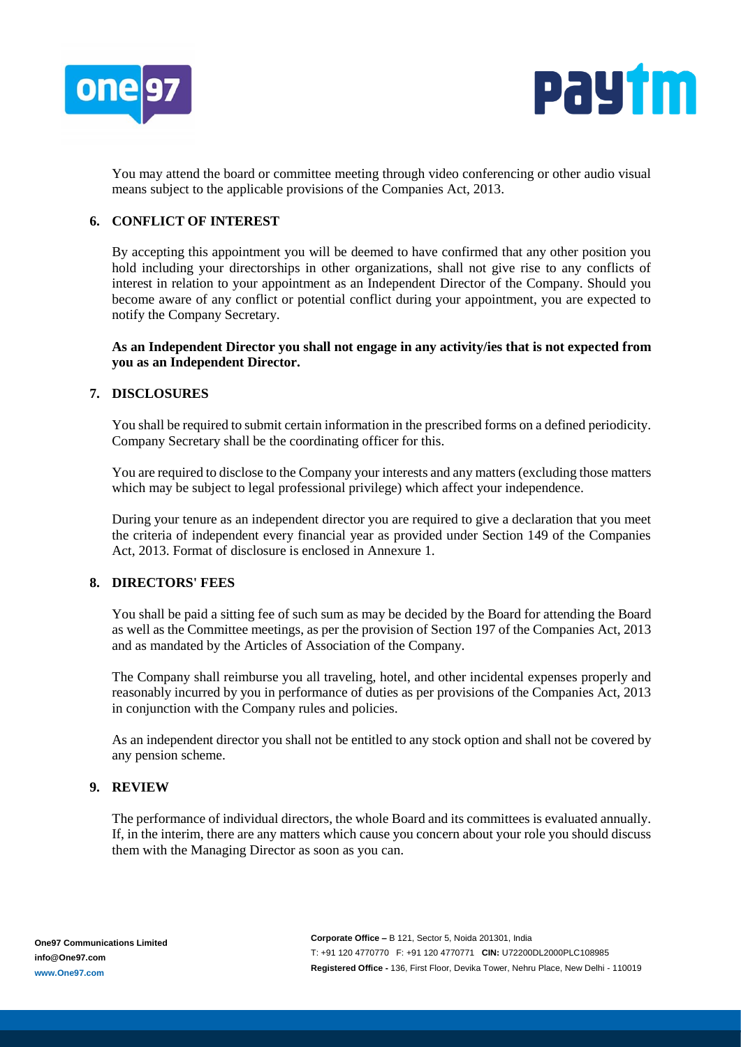You may attend the board or committee meeting through video conferencing or other audio visual means subject to the applicable provisions of the Companies Act, 2013.

## 6. CONFLICT OF INTEREST

By accepting this appointment you will be deemed to have confirmed that any other position you hold including your directorships in other organizations, shall not give rise to any conflicts of interest in relation to your appointment as an Independent Director of the Company. Should you become aware of any conflict or potential conflict during your appointment, you are expected to notify the Company Secretary.

**As an Independent Director you shall not engage in any activity/ies that is not expected from you as an Independent Director.**

## 7. DISCLOSURES

You shall be required to submit certain information in the prescribed forms on a defined periodicity. Company Secretary shall be the coordinating officer for this.

You are required to disclose to the Company your interests and any matters (excluding those matters which may be subject to legal professional privilege) which affect your independence.

During your tenure as an independent director you are required to give a declaration that you meet the criteria of independent every financial year as provided under Section 149 of the Companies Act, 2013. Format of disclosure is enclosed in Annexure 1.

## 8. DIRECTORS' FEES

You shall be paid a sitting fee of such sum as may be decided by the Board for attending the Board as well as the Committee meetings, as per the provision of Section 197 of the Companies Act, 2013 and as mandated by the Articles of Association of the Company.

The Company shall reimburse you all traveling, hotel, and other incidental expenses properly and reasonably incurred by you in performance of duties as per provisions of the Companies Act, 2013 in conjunction with the Company rules and policies.

As an independent director you shall not be entitled to any stock option and shall not be covered by any pension scheme.

## 9. REVIEW

The performance of individual directors, the whole Board and its committees is evaluated annually. If, in the interim, there are any matters which cause you concern about your role you should discuss them with the Managing Director as soon as you can.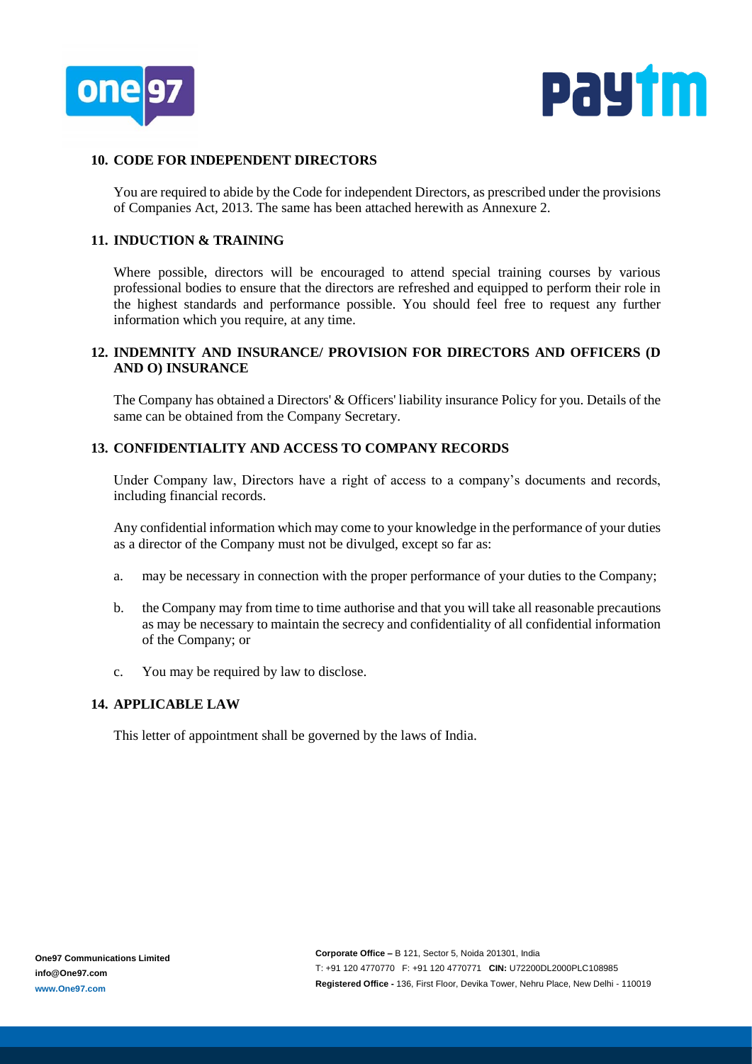## 10. CODE FOR INDEPENDENT DIRECTORS

You are required to abide by the Code for independent Directors, as prescribed under the provisions of Companies Act, 2013. The same has been attached herewith as Annexure 2.

## 11. INDUCTION & TRAINING

Where possible, directors will be encouraged to attend special training courses by various professional bodies to ensure that the directors are refreshed and equipped to perform their role in the highest standards and performance possible. You should feel free to request any further information which you require, at any time.

## 12. INDEMNITY AND INSURANCE/ PROVISION FOR DIRECTORS AND OFFICERS (D AND O) INSURANCE

The Company has obtained a Directors' & Officers' liability insurance Policy for you. Details of the same can be obtained from the Company Secretary.

## 13. CONFIDENTIALITY AND ACCESS TO COMPANY RECORDS

Under Company law, Directors have a right of access to a company's documents and records, including financial records.

Any confidential information which may come to your knowledge in the performance of your duties as a director of the Company must not be divulged, except so far as:

a. may be necessary in connection with the proper performance of your duties to the Company;

b. the Company may from time to time authorise and that you will take all reasonable precautions as may be necessary to maintain the secrecy and confidentiality of all confidential information of the Company; or

c. You may be required by law to disclose.

## 14. APPLICABLE LAW

This letter of appointment shall be governed by the laws of India.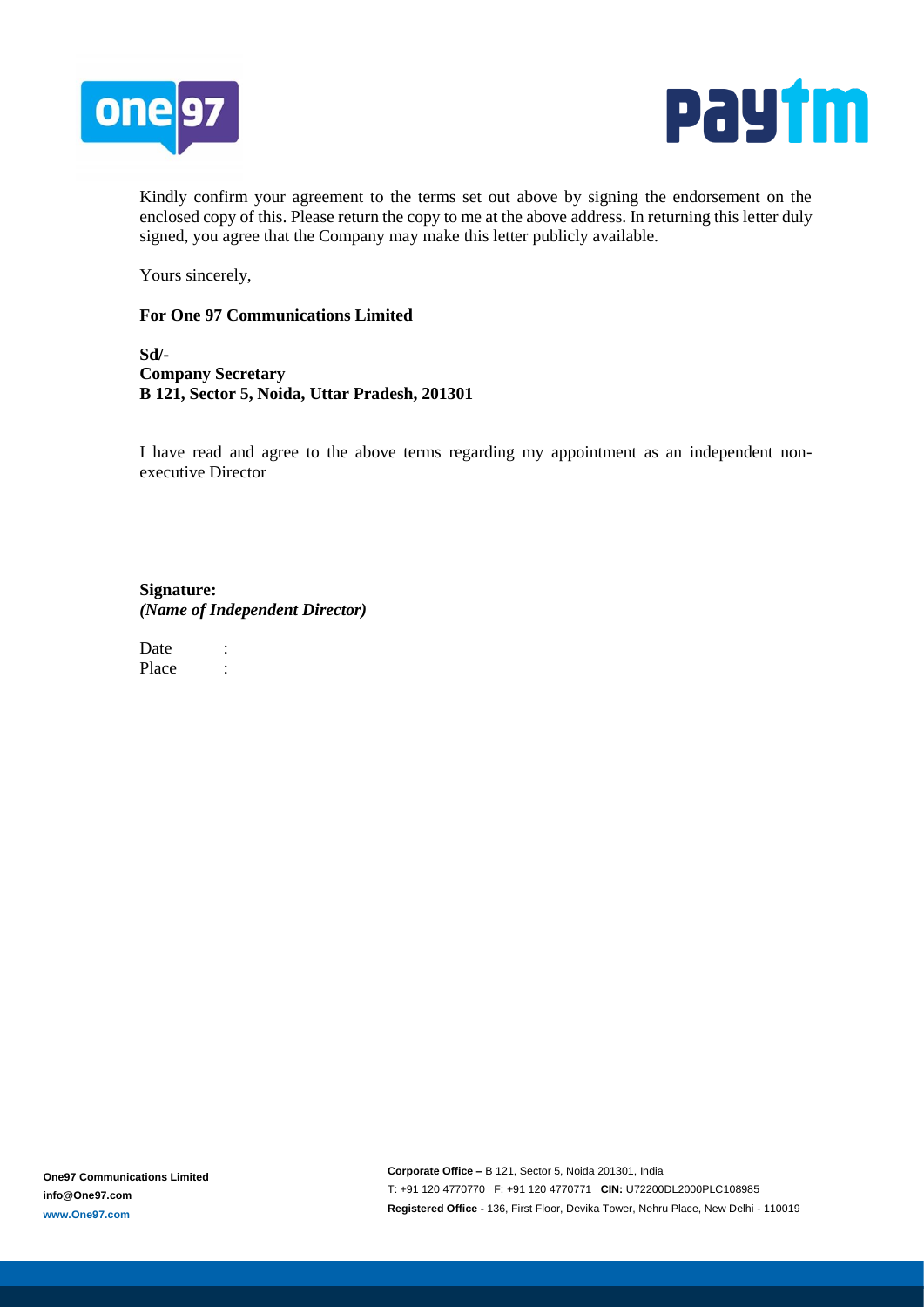Kindly confirm your agreement to the terms set out above by signing the endorsement on the enclosed copy of this. Please return the copy to me at the above address. In returning this letter duly signed, you agree that the Company may make this letter publicly available.

Yours sincerely,

**For One 97 Communications Limited**

**Sd/-**
**Company Secretary**
**B 121, Sector 5, Noida, Uttar Pradesh, 201301**

I have read and agree to the above terms regarding my appointment as an independent non-executive Director

**Signature:**
***(Name of Independent Director)***

Date :
Place :